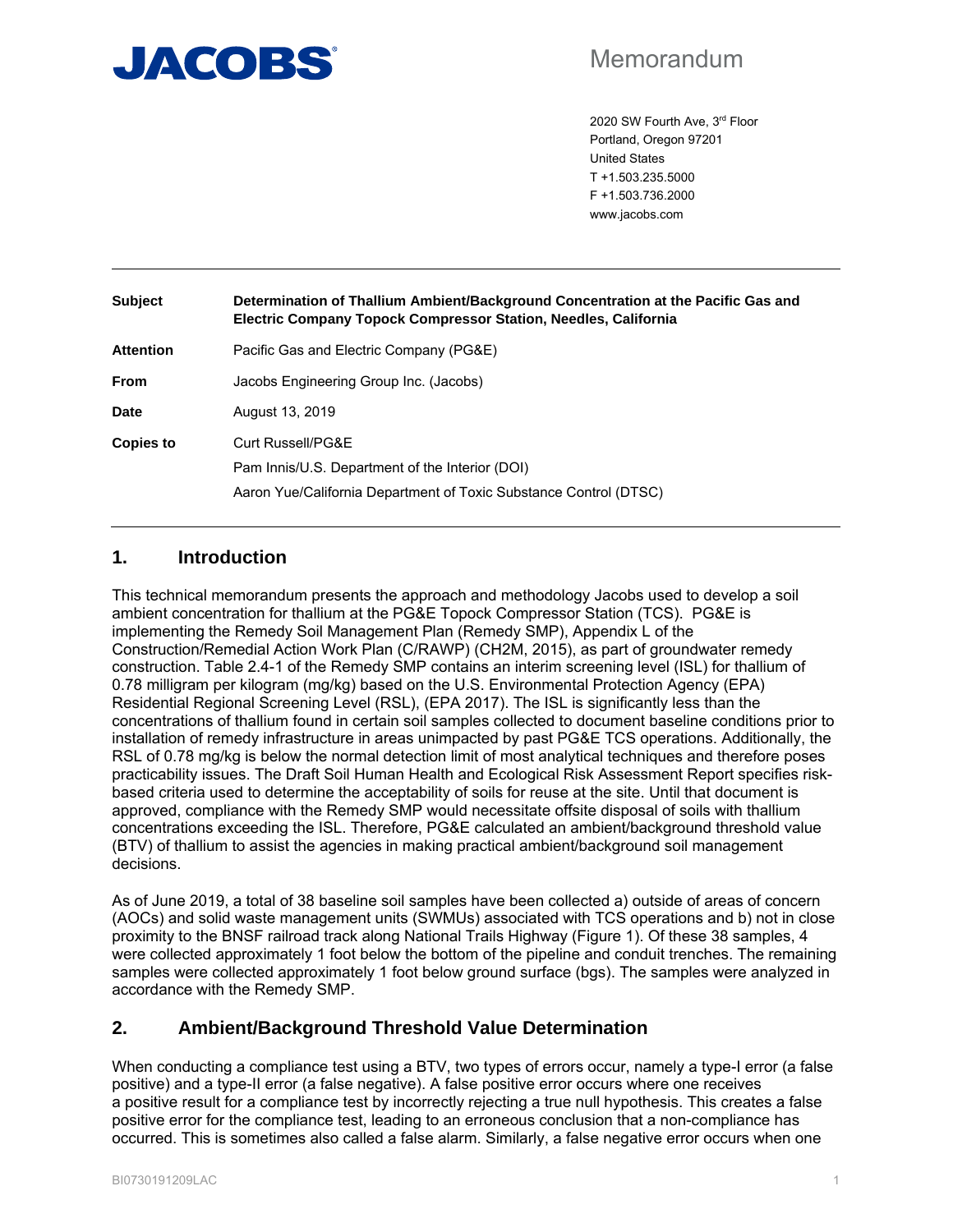**JACOBS**

# Memorandum

2020 SW Fourth Ave, 3rd Floor
Portland, Oregon 97201
United States
T +1.503.235.5000
F +1.503.736.2000
www.jacobs.com

| | |
|---|---|
| **Subject** | **Determination of Thallium Ambient/Background Concentration at the Pacific Gas and Electric Company Topock Compressor Station, Needles, California** |
| **Attention** | Pacific Gas and Electric Company (PG&E) |
| **From** | Jacobs Engineering Group Inc. (Jacobs) |
| **Date** | August 13, 2019 |
| **Copies to** | Curt Russell/PG&E<br>Pam Innis/U.S. Department of the Interior (DOI)<br>Aaron Yue/California Department of Toxic Substance Control (DTSC) |

## 1. Introduction

This technical memorandum presents the approach and methodology Jacobs used to develop a soil ambient concentration for thallium at the PG&E Topock Compressor Station (TCS). PG&E is implementing the Remedy Soil Management Plan (Remedy SMP), Appendix L of the Construction/Remedial Action Work Plan (C/RAWP) (CH2M, 2015), as part of groundwater remedy construction. Table 2.4-1 of the Remedy SMP contains an interim screening level (ISL) for thallium of 0.78 milligram per kilogram (mg/kg) based on the U.S. Environmental Protection Agency (EPA) Residential Regional Screening Level (RSL), (EPA 2017). The ISL is significantly less than the concentrations of thallium found in certain soil samples collected to document baseline conditions prior to installation of remedy infrastructure in areas unimpacted by past PG&E TCS operations. Additionally, the RSL of 0.78 mg/kg is below the normal detection limit of most analytical techniques and therefore poses practicability issues. The Draft Soil Human Health and Ecological Risk Assessment Report specifies risk-based criteria used to determine the acceptability of soils for reuse at the site. Until that document is approved, compliance with the Remedy SMP would necessitate offsite disposal of soils with thallium concentrations exceeding the ISL. Therefore, PG&E calculated an ambient/background threshold value (BTV) of thallium to assist the agencies in making practical ambient/background soil management decisions.

As of June 2019, a total of 38 baseline soil samples have been collected a) outside of areas of concern (AOCs) and solid waste management units (SWMUs) associated with TCS operations and b) not in close proximity to the BNSF railroad track along National Trails Highway (Figure 1). Of these 38 samples, 4 were collected approximately 1 foot below the bottom of the pipeline and conduit trenches. The remaining samples were collected approximately 1 foot below ground surface (bgs). The samples were analyzed in accordance with the Remedy SMP.

## 2. Ambient/Background Threshold Value Determination

When conducting a compliance test using a BTV, two types of errors occur, namely a type-I error (a false positive) and a type-II error (a false negative). A false positive error occurs where one receives a positive result for a compliance test by incorrectly rejecting a true null hypothesis. This creates a false positive error for the compliance test, leading to an erroneous conclusion that a non-compliance has occurred. This is sometimes also called a false alarm. Similarly, a false negative error occurs when one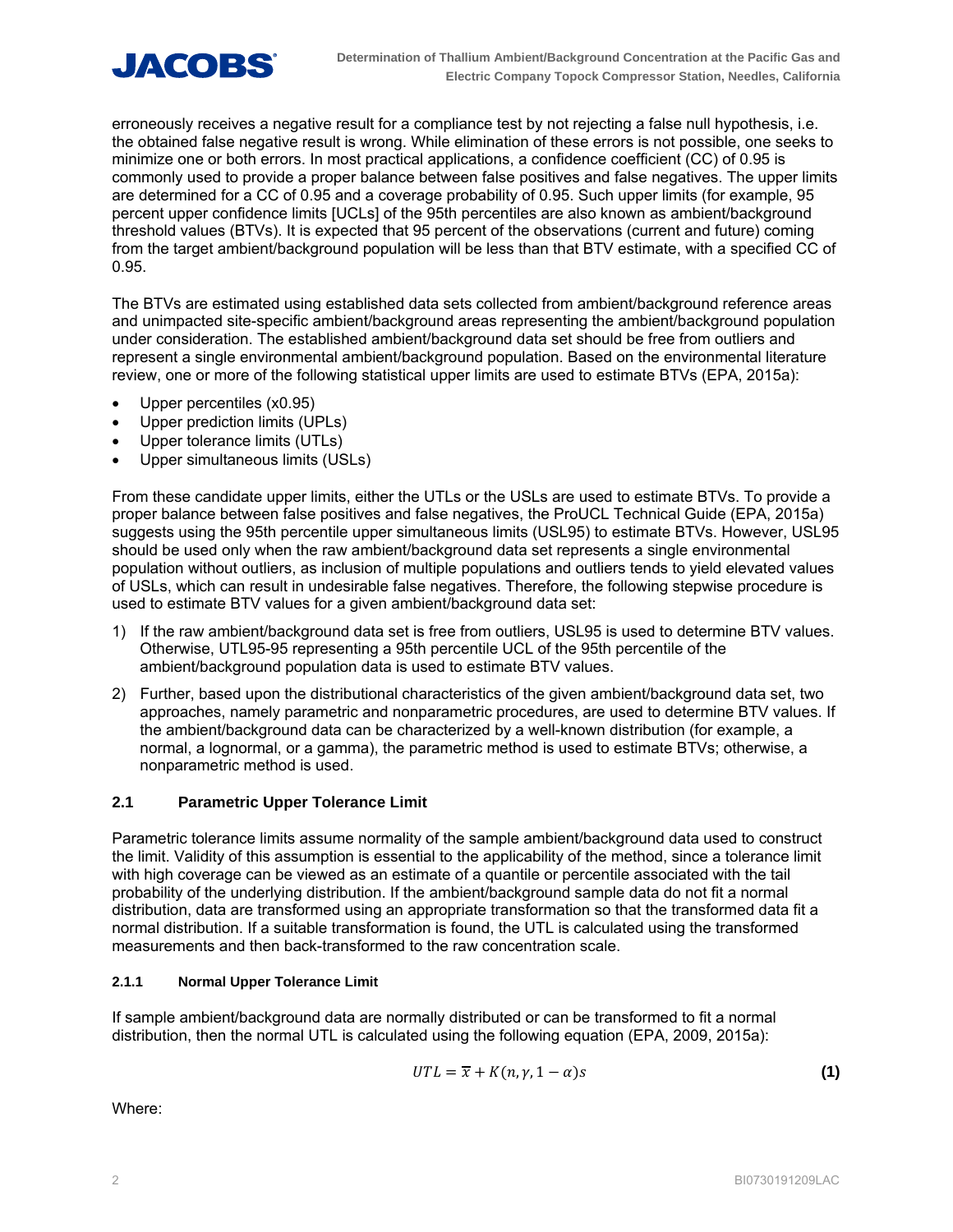erroneously receives a negative result for a compliance test by not rejecting a false null hypothesis, i.e. the obtained false negative result is wrong. While elimination of these errors is not possible, one seeks to minimize one or both errors. In most practical applications, a confidence coefficient (CC) of 0.95 is commonly used to provide a proper balance between false positives and false negatives. The upper limits are determined for a CC of 0.95 and a coverage probability of 0.95. Such upper limits (for example, 95 percent upper confidence limits [UCLs] of the 95th percentiles are also known as ambient/background threshold values (BTVs). It is expected that 95 percent of the observations (current and future) coming from the target ambient/background population will be less than that BTV estimate, with a specified CC of 0.95.

The BTVs are estimated using established data sets collected from ambient/background reference areas and unimpacted site-specific ambient/background areas representing the ambient/background population under consideration. The established ambient/background data set should be free from outliers and represent a single environmental ambient/background population. Based on the environmental literature review, one or more of the following statistical upper limits are used to estimate BTVs (EPA, 2015a):

- Upper percentiles ($x_{0.95}$)
- Upper prediction limits (UPLs)
- Upper tolerance limits (UTLs)
- Upper simultaneous limits (USLs)

From these candidate upper limits, either the UTLs or the USLs are used to estimate BTVs. To provide a proper balance between false positives and false negatives, the ProUCL Technical Guide (EPA, 2015a) suggests using the 95th percentile upper simultaneous limits (USL95) to estimate BTVs. However, USL95 should be used only when the raw ambient/background data set represents a single environmental population without outliers, as inclusion of multiple populations and outliers tends to yield elevated values of USLs, which can result in undesirable false negatives. Therefore, the following stepwise procedure is used to estimate BTV values for a given ambient/background data set:

1) If the raw ambient/background data set is free from outliers, USL95 is used to determine BTV values. Otherwise, UTL95-95 representing a 95th percentile UCL of the 95th percentile of the ambient/background population data is used to estimate BTV values.
2) Further, based upon the distributional characteristics of the given ambient/background data set, two approaches, namely parametric and nonparametric procedures, are used to determine BTV values. If the ambient/background data can be characterized by a well-known distribution (for example, a normal, a lognormal, or a gamma), the parametric method is used to estimate BTVs; otherwise, a nonparametric method is used.

## 2.1 Parametric Upper Tolerance Limit

Parametric tolerance limits assume normality of the sample ambient/background data used to construct the limit. Validity of this assumption is essential to the applicability of the method, since a tolerance limit with high coverage can be viewed as an estimate of a quantile or percentile associated with the tail probability of the underlying distribution. If the ambient/background sample data do not fit a normal distribution, data are transformed using an appropriate transformation so that the transformed data fit a normal distribution. If a suitable transformation is found, the UTL is calculated using the transformed measurements and then back-transformed to the raw concentration scale.

### 2.1.1 Normal Upper Tolerance Limit

If sample ambient/background data are normally distributed or can be transformed to fit a normal distribution, then the normal UTL is calculated using the following equation (EPA, 2009, 2015a):

$$UTL = \overline{x} + K(n, \gamma, 1-\alpha)s \quad \textbf{(1)}$$

Where: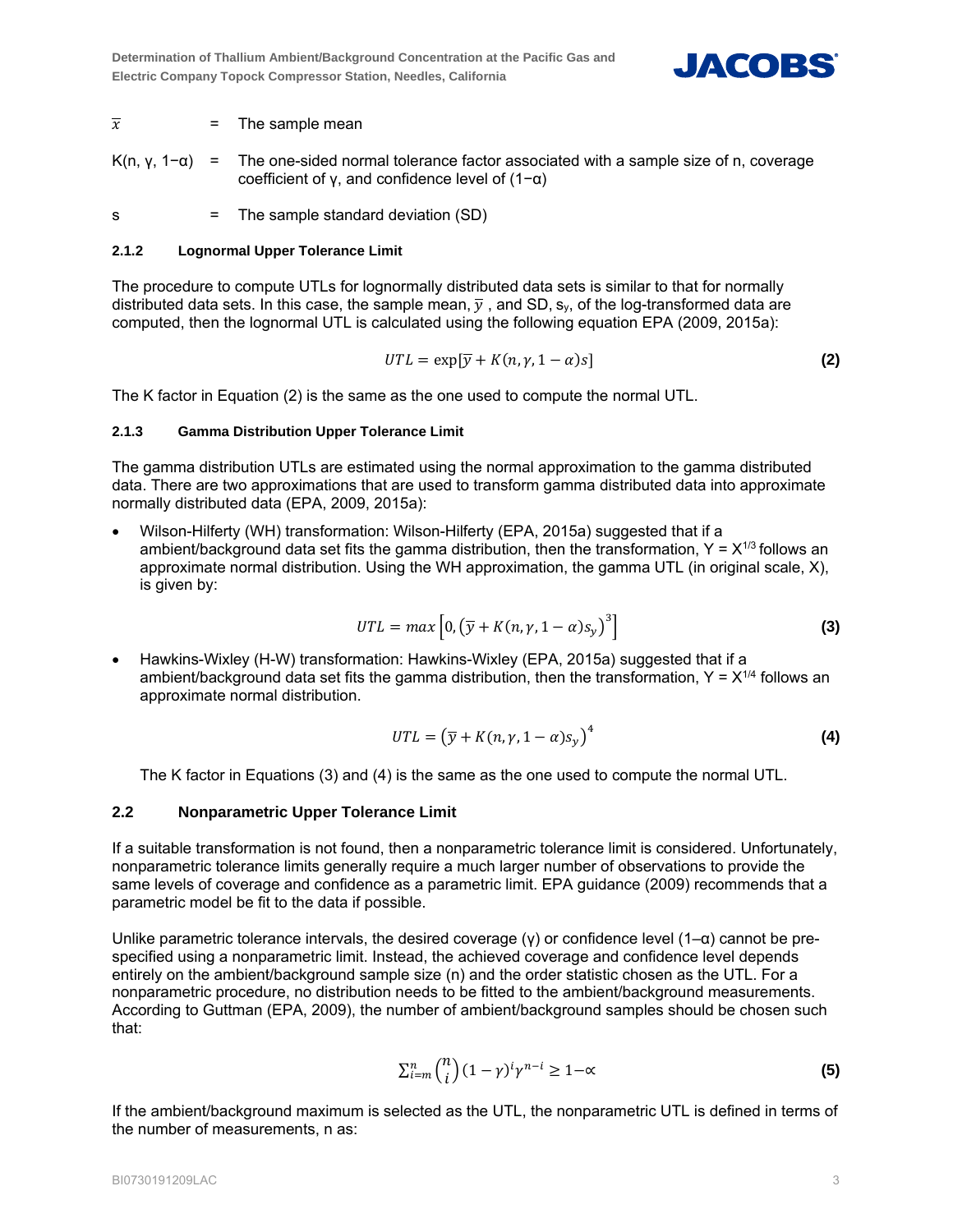$\overline{x}$ = The sample mean

K(n, γ, 1−α) = The one-sided normal tolerance factor associated with a sample size of n, coverage coefficient of γ, and confidence level of (1−α)

s = The sample standard deviation (SD)

#### 2.1.2 Lognormal Upper Tolerance Limit

The procedure to compute UTLs for lognormally distributed data sets is similar to that for normally distributed data sets. In this case, the sample mean, $\overline{y}$ , and SD, $s_y$, of the log-transformed data are computed, then the lognormal UTL is calculated using the following equation EPA (2009, 2015a):

$$UTL = \exp[\overline{y} + K(n, \gamma, 1 - \alpha)s] \tag{2}$$

The K factor in Equation (2) is the same as the one used to compute the normal UTL.

#### 2.1.3 Gamma Distribution Upper Tolerance Limit

The gamma distribution UTLs are estimated using the normal approximation to the gamma distributed data. There are two approximations that are used to transform gamma distributed data into approximate normally distributed data (EPA, 2009, 2015a):

- Wilson-Hilferty (WH) transformation: Wilson-Hilferty (EPA, 2015a) suggested that if a ambient/background data set fits the gamma distribution, then the transformation, $Y = X^{1/3}$ follows an approximate normal distribution. Using the WH approximation, the gamma UTL (in original scale, X), is given by:

$$UTL = max\left[0, \left(\overline{y} + K(n, \gamma, 1 - \alpha)s_y\right)^3\right] \tag{3}$$

- Hawkins-Wixley (H-W) transformation: Hawkins-Wixley (EPA, 2015a) suggested that if a ambient/background data set fits the gamma distribution, then the transformation, $Y = X^{1/4}$ follows an approximate normal distribution.

$$UTL = \left(\overline{y} + K(n, \gamma, 1 - \alpha)s_y\right)^4 \tag{4}$$

The K factor in Equations (3) and (4) is the same as the one used to compute the normal UTL.

### 2.2 Nonparametric Upper Tolerance Limit

If a suitable transformation is not found, then a nonparametric tolerance limit is considered. Unfortunately, nonparametric tolerance limits generally require a much larger number of observations to provide the same levels of coverage and confidence as a parametric limit. EPA guidance (2009) recommends that a parametric model be fit to the data if possible.

Unlike parametric tolerance intervals, the desired coverage (γ) or confidence level (1–α) cannot be pre-specified using a nonparametric limit. Instead, the achieved coverage and confidence level depends entirely on the ambient/background sample size (n) and the order statistic chosen as the UTL. For a nonparametric procedure, no distribution needs to be fitted to the ambient/background measurements. According to Guttman (EPA, 2009), the number of ambient/background samples should be chosen such that:

$$\sum_{i=m}^{n} \binom{n}{i} (1 - \gamma)^i \gamma^{n-i} \geq 1 - \alpha \tag{5}$$

If the ambient/background maximum is selected as the UTL, the nonparametric UTL is defined in terms of the number of measurements, n as: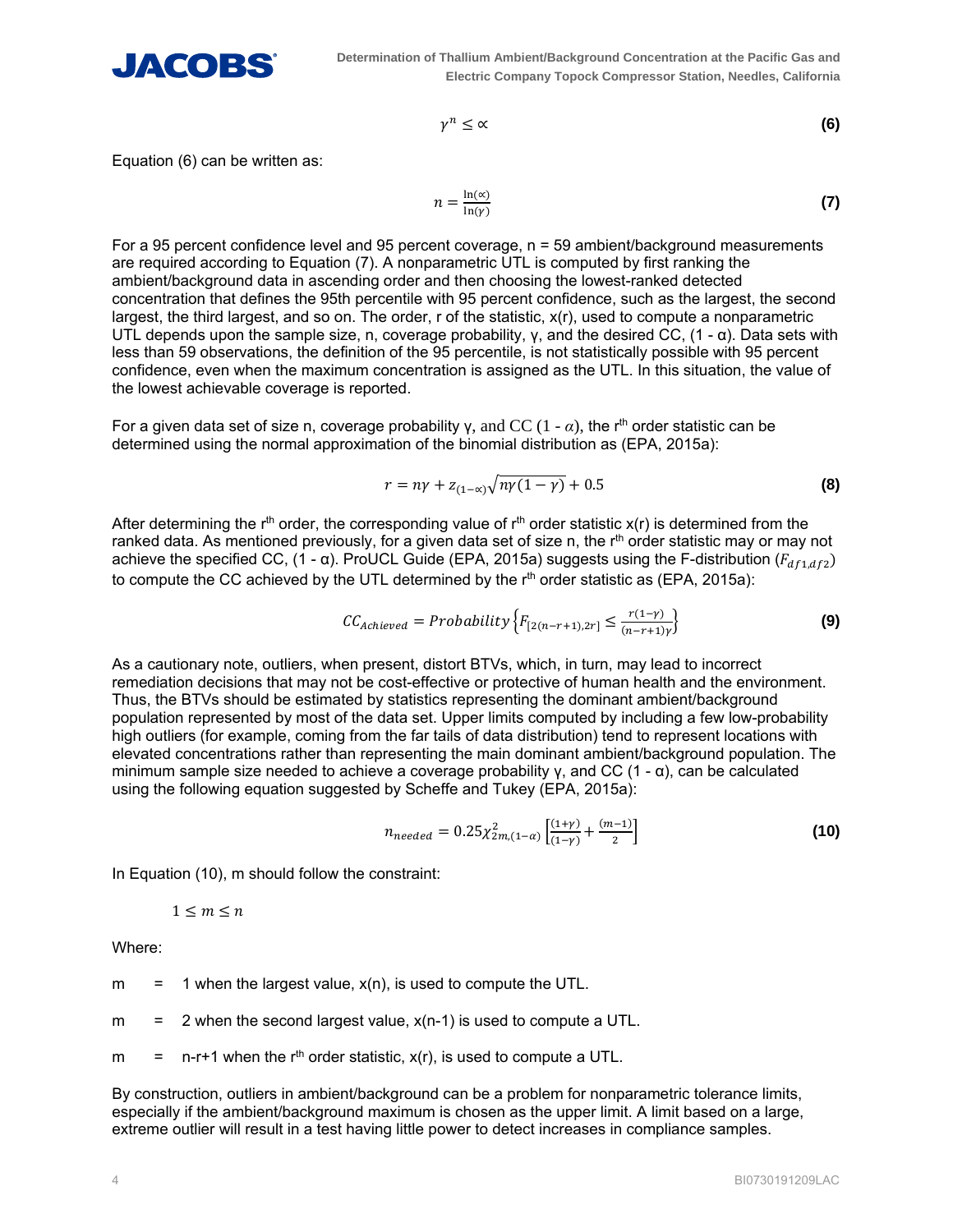$$\gamma^n \leq \propto \quad \textbf{(6)}$$

Equation (6) can be written as:

$$n = \frac{\ln(\propto)}{\ln(\gamma)} \quad \textbf{(7)}$$

For a 95 percent confidence level and 95 percent coverage, n = 59 ambient/background measurements are required according to Equation (7). A nonparametric UTL is computed by first ranking the ambient/background data in ascending order and then choosing the lowest-ranked detected concentration that defines the 95th percentile with 95 percent confidence, such as the largest, the second largest, the third largest, and so on. The order, r of the statistic, x(r), used to compute a nonparametric UTL depends upon the sample size, n, coverage probability, γ, and the desired CC, (1 - α). Data sets with less than 59 observations, the definition of the 95 percentile, is not statistically possible with 95 percent confidence, even when the maximum concentration is assigned as the UTL. In this situation, the value of the lowest achievable coverage is reported.

For a given data set of size n, coverage probability γ, and CC $(1 - \alpha)$, the r[th] order statistic can be determined using the normal approximation of the binomial distribution as (EPA, 2015a):

$$r = n\gamma + z_{(1-\propto)}\sqrt{n\gamma(1-\gamma)} + 0.5 \quad \textbf{(8)}$$

After determining the r[th] order, the corresponding value of r[th] order statistic x(r) is determined from the ranked data. As mentioned previously, for a given data set of size n, the r[th] order statistic may or may not achieve the specified CC, (1 - α). ProUCL Guide (EPA, 2015a) suggests using the F-distribution ($F_{df1,df2}$) to compute the CC achieved by the UTL determined by the r[th] order statistic as (EPA, 2015a):

$$CC_{Achieved} = Probability\left\{F_{[2(n-r+1),2r]} \leq \frac{r(1-\gamma)}{(n-r+1)\gamma}\right\} \quad \textbf{(9)}$$

As a cautionary note, outliers, when present, distort BTVs, which, in turn, may lead to incorrect remediation decisions that may not be cost-effective or protective of human health and the environment. Thus, the BTVs should be estimated by statistics representing the dominant ambient/background population represented by most of the data set. Upper limits computed by including a few low-probability high outliers (for example, coming from the far tails of data distribution) tend to represent locations with elevated concentrations rather than representing the main dominant ambient/background population. The minimum sample size needed to achieve a coverage probability γ, and CC (1 - α), can be calculated using the following equation suggested by Scheffe and Tukey (EPA, 2015a):

$$n_{needed} = 0.25\chi^2_{2m,(1-\alpha)}\left[\frac{(1+\gamma)}{(1-\gamma)} + \frac{(m-1)}{2}\right] \quad \textbf{(10)}$$

In Equation (10), m should follow the constraint:

$$1 \leq m \leq n$$

Where:

m = 1 when the largest value, x(n), is used to compute the UTL.

m = 2 when the second largest value, x(n-1) is used to compute a UTL.

m = n-r+1 when the r[th] order statistic, x(r), is used to compute a UTL.

By construction, outliers in ambient/background can be a problem for nonparametric tolerance limits, especially if the ambient/background maximum is chosen as the upper limit. A limit based on a large, extreme outlier will result in a test having little power to detect increases in compliance samples.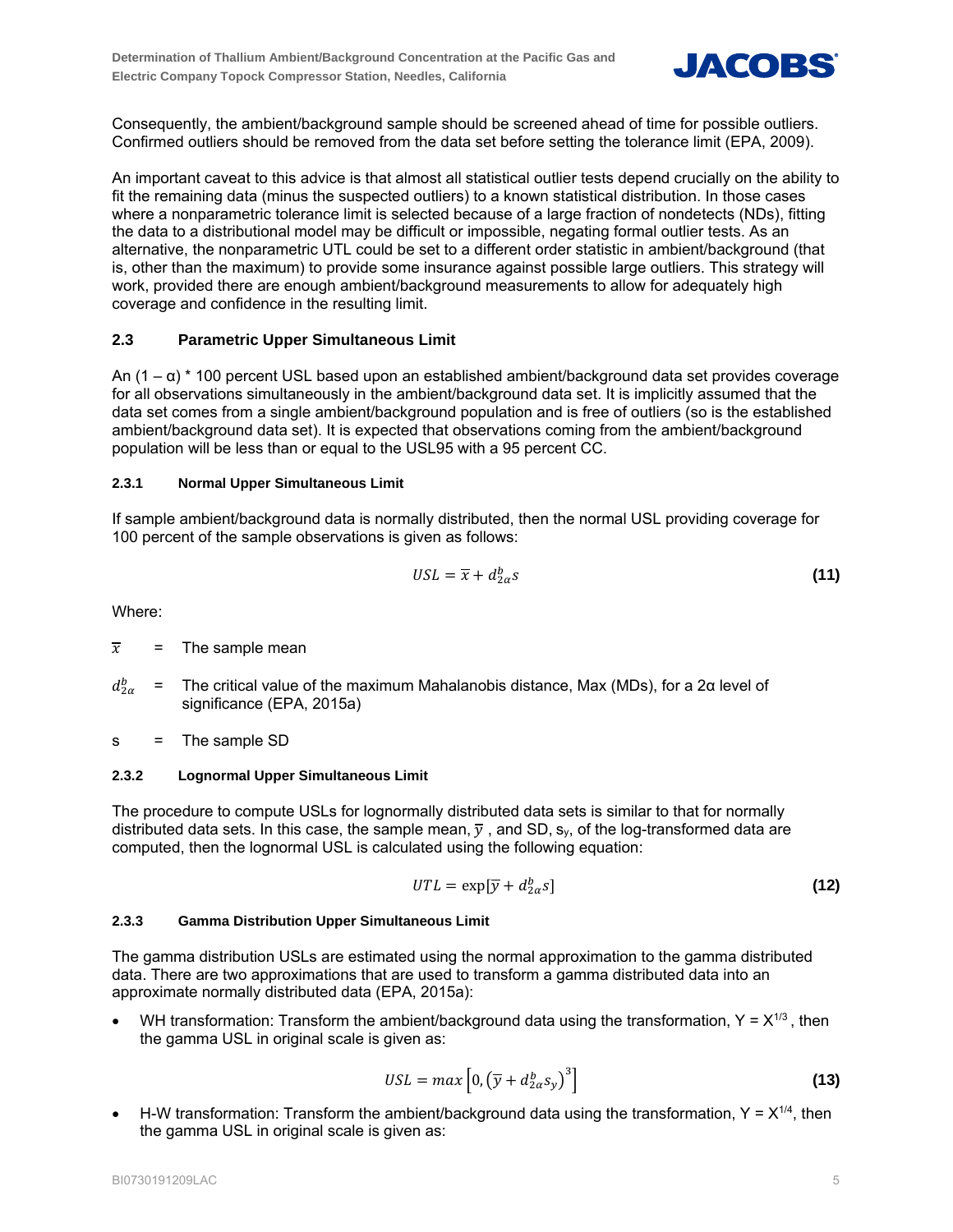Consequently, the ambient/background sample should be screened ahead of time for possible outliers. Confirmed outliers should be removed from the data set before setting the tolerance limit (EPA, 2009).

An important caveat to this advice is that almost all statistical outlier tests depend crucially on the ability to fit the remaining data (minus the suspected outliers) to a known statistical distribution. In those cases where a nonparametric tolerance limit is selected because of a large fraction of nondetects (NDs), fitting the data to a distributional model may be difficult or impossible, negating formal outlier tests. As an alternative, the nonparametric UTL could be set to a different order statistic in ambient/background (that is, other than the maximum) to provide some insurance against possible large outliers. This strategy will work, provided there are enough ambient/background measurements to allow for adequately high coverage and confidence in the resulting limit.

## 2.3 Parametric Upper Simultaneous Limit

An $(1 - \alpha) * 100$ percent USL based upon an established ambient/background data set provides coverage for all observations simultaneously in the ambient/background data set. It is implicitly assumed that the data set comes from a single ambient/background population and is free of outliers (so is the established ambient/background data set). It is expected that observations coming from the ambient/background population will be less than or equal to the USL95 with a 95 percent CC.

### 2.3.1 Normal Upper Simultaneous Limit

If sample ambient/background data is normally distributed, then the normal USL providing coverage for 100 percent of the sample observations is given as follows:

$$USL = \overline{x} + d_{2\alpha}^{b} s \quad \textbf{(11)}$$

Where:

- $\overline{x}$ = The sample mean
- $d_{2\alpha}^{b}$ = The critical value of the maximum Mahalanobis distance, Max (MDs), for a $2\alpha$ level of significance (EPA, 2015a)
- s = The sample SD

### 2.3.2 Lognormal Upper Simultaneous Limit

The procedure to compute USLs for lognormally distributed data sets is similar to that for normally distributed data sets. In this case, the sample mean, $\overline{y}$ , and SD, $s_y$, of the log-transformed data are computed, then the lognormal USL is calculated using the following equation:

$$UTL = \exp[\overline{y} + d_{2\alpha}^{b} s] \quad \textbf{(12)}$$

### 2.3.3 Gamma Distribution Upper Simultaneous Limit

The gamma distribution USLs are estimated using the normal approximation to the gamma distributed data. There are two approximations that are used to transform a gamma distributed data into an approximate normally distributed data (EPA, 2015a):

- WH transformation: Transform the ambient/background data using the transformation, $Y = X^{1/3}$ , then the gamma USL in original scale is given as:

$$USL = max\left[0, \left(\overline{y} + d_{2\alpha}^{b} s_y\right)^3\right] \quad \textbf{(13)}$$

- H-W transformation: Transform the ambient/background data using the transformation, $Y = X^{1/4}$, then the gamma USL in original scale is given as: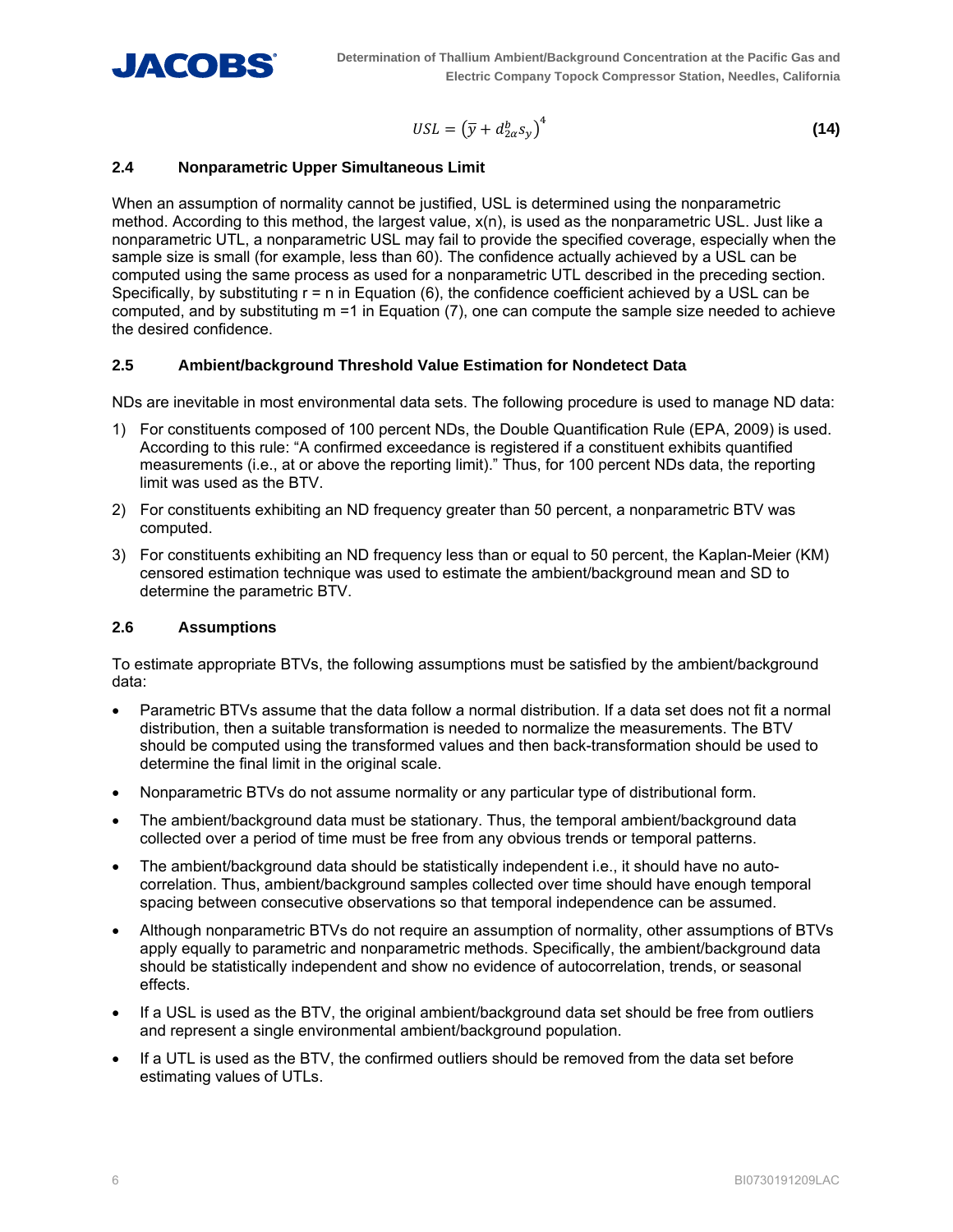$$USL = \left(\bar{y} + d_{2\alpha}^{b} s_y\right)^4 \tag{14}$$

### 2.4 Nonparametric Upper Simultaneous Limit

When an assumption of normality cannot be justified, USL is determined using the nonparametric method. According to this method, the largest value, x(n), is used as the nonparametric USL. Just like a nonparametric UTL, a nonparametric USL may fail to provide the specified coverage, especially when the sample size is small (for example, less than 60). The confidence actually achieved by a USL can be computed using the same process as used for a nonparametric UTL described in the preceding section. Specifically, by substituting r = n in Equation (6), the confidence coefficient achieved by a USL can be computed, and by substituting m =1 in Equation (7), one can compute the sample size needed to achieve the desired confidence.

### 2.5 Ambient/background Threshold Value Estimation for Nondetect Data

NDs are inevitable in most environmental data sets. The following procedure is used to manage ND data:

1) For constituents composed of 100 percent NDs, the Double Quantification Rule (EPA, 2009) is used. According to this rule: "A confirmed exceedance is registered if a constituent exhibits quantified measurements (i.e., at or above the reporting limit)." Thus, for 100 percent NDs data, the reporting limit was used as the BTV.
2) For constituents exhibiting an ND frequency greater than 50 percent, a nonparametric BTV was computed.
3) For constituents exhibiting an ND frequency less than or equal to 50 percent, the Kaplan-Meier (KM) censored estimation technique was used to estimate the ambient/background mean and SD to determine the parametric BTV.

### 2.6 Assumptions

To estimate appropriate BTVs, the following assumptions must be satisfied by the ambient/background data:

- Parametric BTVs assume that the data follow a normal distribution. If a data set does not fit a normal distribution, then a suitable transformation is needed to normalize the measurements. The BTV should be computed using the transformed values and then back-transformation should be used to determine the final limit in the original scale.
- Nonparametric BTVs do not assume normality or any particular type of distributional form.
- The ambient/background data must be stationary. Thus, the temporal ambient/background data collected over a period of time must be free from any obvious trends or temporal patterns.
- The ambient/background data should be statistically independent i.e., it should have no auto-correlation. Thus, ambient/background samples collected over time should have enough temporal spacing between consecutive observations so that temporal independence can be assumed.
- Although nonparametric BTVs do not require an assumption of normality, other assumptions of BTVs apply equally to parametric and nonparametric methods. Specifically, the ambient/background data should be statistically independent and show no evidence of autocorrelation, trends, or seasonal effects.
- If a USL is used as the BTV, the original ambient/background data set should be free from outliers and represent a single environmental ambient/background population.
- If a UTL is used as the BTV, the confirmed outliers should be removed from the data set before estimating values of UTLs.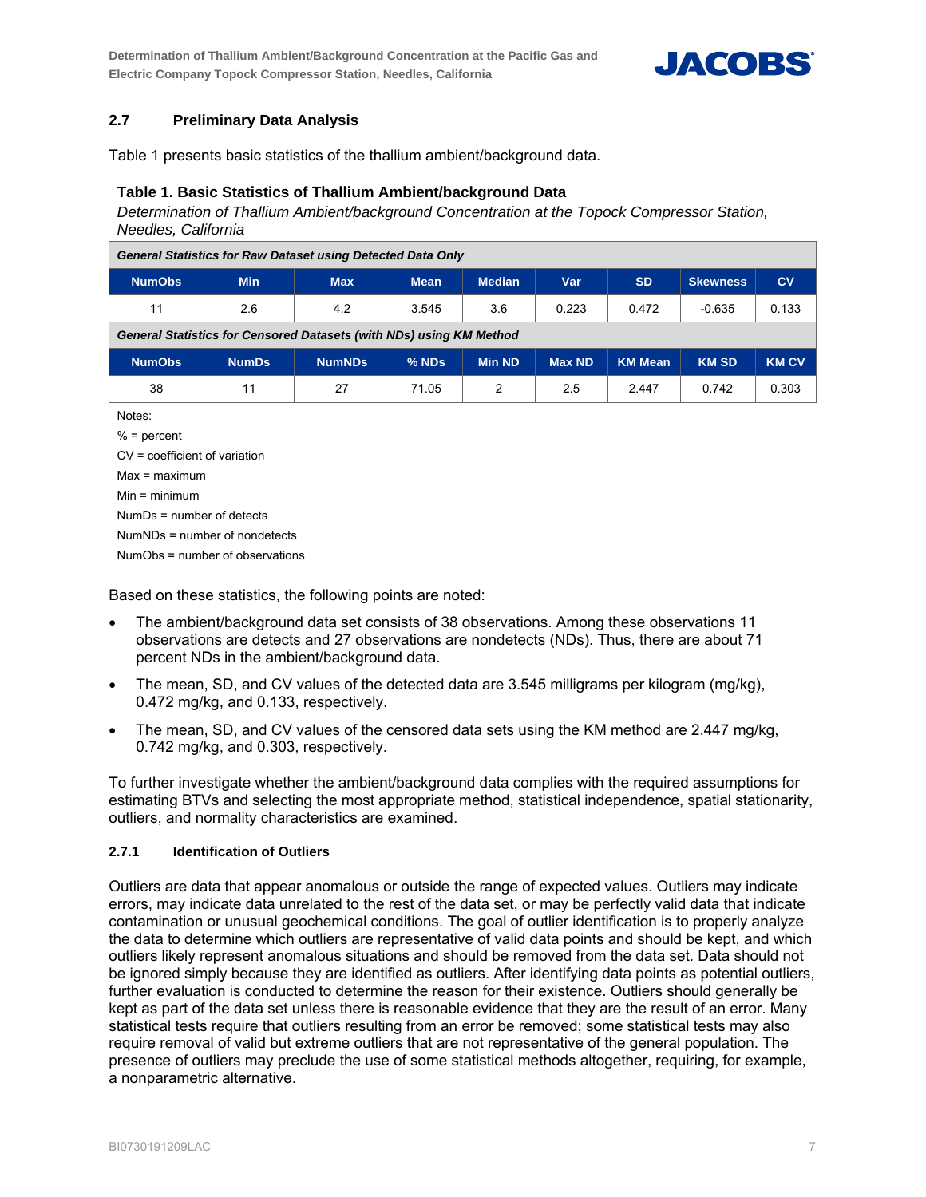## 2.7 Preliminary Data Analysis

Table 1 presents basic statistics of the thallium ambient/background data.

**Table 1. Basic Statistics of Thallium Ambient/background Data**

*Determination of Thallium Ambient/background Concentration at the Topock Compressor Station, Needles, California*

| ***General Statistics for Raw Dataset using Detected Data Only*** | | | | | | | | |
|---|---|---|---|---|---|---|---|---|
| **NumObs** | **Min** | **Max** | **Mean** | **Median** | **Var** | **SD** | **Skewness** | **CV** |
| 11 | 2.6 | 4.2 | 3.545 | 3.6 | 0.223 | 0.472 | -0.635 | 0.133 |
| ***General Statistics for Censored Datasets (with NDs) using KM Method*** | | | | | | | | |
| **NumObs** | **NumDs** | **NumNDs** | **% NDs** | **Min ND** | **Max ND** | **KM Mean** | **KM SD** | **KM CV** |
| 38 | 11 | 27 | 71.05 | 2 | 2.5 | 2.447 | 0.742 | 0.303 |

Notes:

% = percent

CV = coefficient of variation

Max = maximum

Min = minimum

NumDs = number of detects

NumNDs = number of nondetects

NumObs = number of observations

Based on these statistics, the following points are noted:

- The ambient/background data set consists of 38 observations. Among these observations 11 observations are detects and 27 observations are nondetects (NDs). Thus, there are about 71 percent NDs in the ambient/background data.
- The mean, SD, and CV values of the detected data are 3.545 milligrams per kilogram (mg/kg), 0.472 mg/kg, and 0.133, respectively.
- The mean, SD, and CV values of the censored data sets using the KM method are 2.447 mg/kg, 0.742 mg/kg, and 0.303, respectively.

To further investigate whether the ambient/background data complies with the required assumptions for estimating BTVs and selecting the most appropriate method, statistical independence, spatial stationarity, outliers, and normality characteristics are examined.

### 2.7.1 Identification of Outliers

Outliers are data that appear anomalous or outside the range of expected values. Outliers may indicate errors, may indicate data unrelated to the rest of the data set, or may be perfectly valid data that indicate contamination or unusual geochemical conditions. The goal of outlier identification is to properly analyze the data to determine which outliers are representative of valid data points and should be kept, and which outliers likely represent anomalous situations and should be removed from the data set. Data should not be ignored simply because they are identified as outliers. After identifying data points as potential outliers, further evaluation is conducted to determine the reason for their existence. Outliers should generally be kept as part of the data set unless there is reasonable evidence that they are the result of an error. Many statistical tests require that outliers resulting from an error be removed; some statistical tests may also require removal of valid but extreme outliers that are not representative of the general population. The presence of outliers may preclude the use of some statistical methods altogether, requiring, for example, a nonparametric alternative.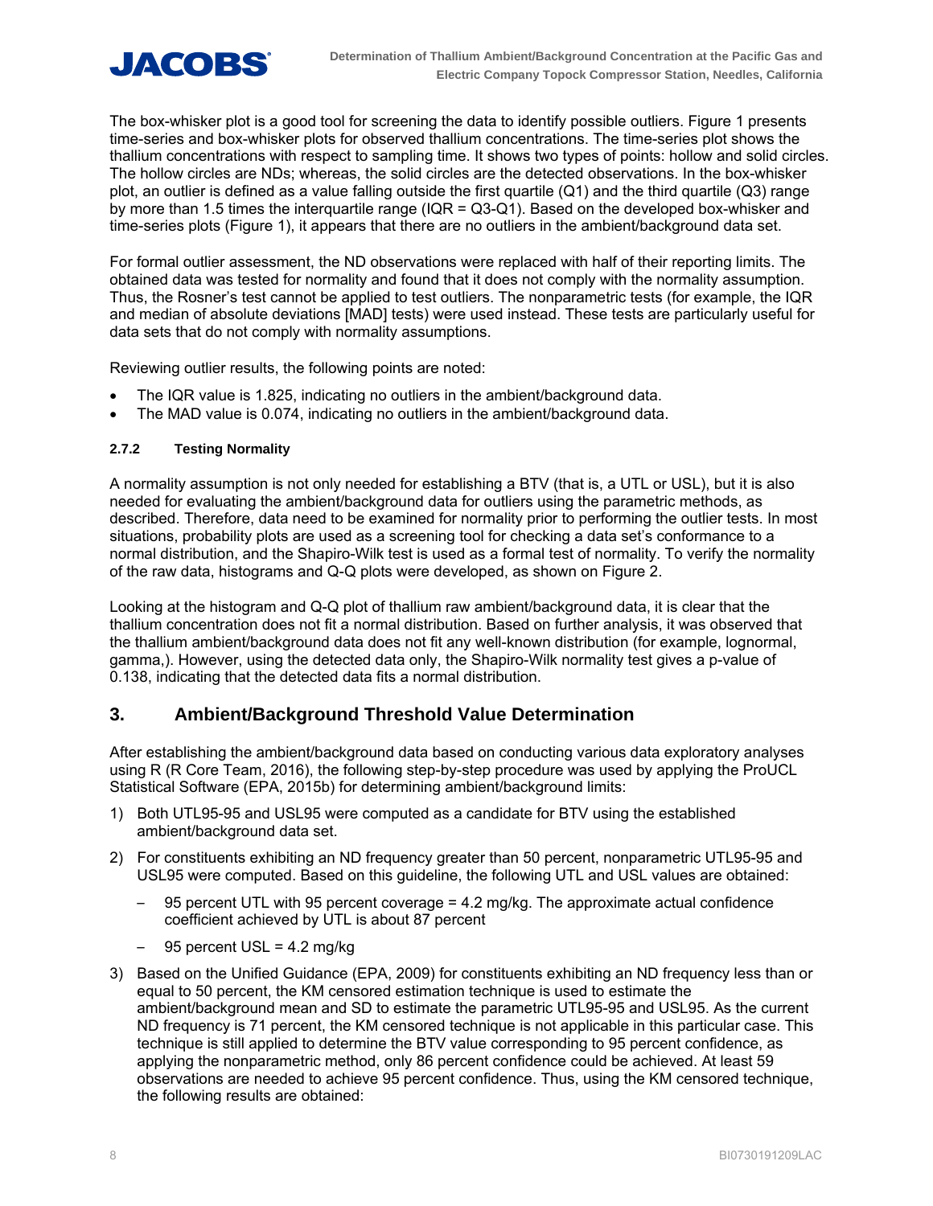The box-whisker plot is a good tool for screening the data to identify possible outliers. Figure 1 presents time-series and box-whisker plots for observed thallium concentrations. The time-series plot shows the thallium concentrations with respect to sampling time. It shows two types of points: hollow and solid circles. The hollow circles are NDs; whereas, the solid circles are the detected observations. In the box-whisker plot, an outlier is defined as a value falling outside the first quartile (Q1) and the third quartile (Q3) range by more than 1.5 times the interquartile range (IQR = Q3-Q1). Based on the developed box-whisker and time-series plots (Figure 1), it appears that there are no outliers in the ambient/background data set.

For formal outlier assessment, the ND observations were replaced with half of their reporting limits. The obtained data was tested for normality and found that it does not comply with the normality assumption. Thus, the Rosner's test cannot be applied to test outliers. The nonparametric tests (for example, the IQR and median of absolute deviations [MAD] tests) were used instead. These tests are particularly useful for data sets that do not comply with normality assumptions.

Reviewing outlier results, the following points are noted:

- The IQR value is 1.825, indicating no outliers in the ambient/background data.
- The MAD value is 0.074, indicating no outliers in the ambient/background data.

#### 2.7.2 Testing Normality

A normality assumption is not only needed for establishing a BTV (that is, a UTL or USL), but it is also needed for evaluating the ambient/background data for outliers using the parametric methods, as described. Therefore, data need to be examined for normality prior to performing the outlier tests. In most situations, probability plots are used as a screening tool for checking a data set's conformance to a normal distribution, and the Shapiro-Wilk test is used as a formal test of normality. To verify the normality of the raw data, histograms and Q-Q plots were developed, as shown on Figure 2.

Looking at the histogram and Q-Q plot of thallium raw ambient/background data, it is clear that the thallium concentration does not fit a normal distribution. Based on further analysis, it was observed that the thallium ambient/background data does not fit any well-known distribution (for example, lognormal, gamma,). However, using the detected data only, the Shapiro-Wilk normality test gives a p-value of 0.138, indicating that the detected data fits a normal distribution.

## 3. Ambient/Background Threshold Value Determination

After establishing the ambient/background data based on conducting various data exploratory analyses using R (R Core Team, 2016), the following step-by-step procedure was used by applying the ProUCL Statistical Software (EPA, 2015b) for determining ambient/background limits:

1) Both UTL95-95 and USL95 were computed as a candidate for BTV using the established ambient/background data set.
2) For constituents exhibiting an ND frequency greater than 50 percent, nonparametric UTL95-95 and USL95 were computed. Based on this guideline, the following UTL and USL values are obtained:
   - 95 percent UTL with 95 percent coverage = 4.2 mg/kg. The approximate actual confidence coefficient achieved by UTL is about 87 percent
   - 95 percent USL = 4.2 mg/kg
3) Based on the Unified Guidance (EPA, 2009) for constituents exhibiting an ND frequency less than or equal to 50 percent, the KM censored estimation technique is used to estimate the ambient/background mean and SD to estimate the parametric UTL95-95 and USL95. As the current ND frequency is 71 percent, the KM censored technique is not applicable in this particular case. This technique is still applied to determine the BTV value corresponding to 95 percent confidence, as applying the nonparametric method, only 86 percent confidence could be achieved. At least 59 observations are needed to achieve 95 percent confidence. Thus, using the KM censored technique, the following results are obtained: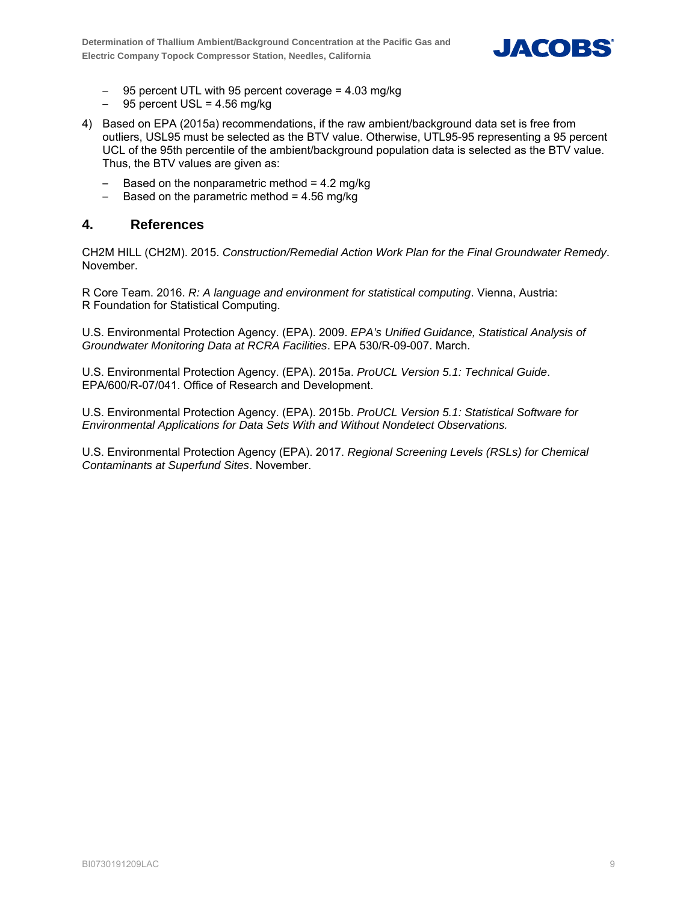- 95 percent UTL with 95 percent coverage = 4.03 mg/kg
- 95 percent USL = 4.56 mg/kg

4) Based on EPA (2015a) recommendations, if the raw ambient/background data set is free from outliers, USL95 must be selected as the BTV value. Otherwise, UTL95-95 representing a 95 percent UCL of the 95th percentile of the ambient/background population data is selected as the BTV value. Thus, the BTV values are given as:

   - Based on the nonparametric method = 4.2 mg/kg
   - Based on the parametric method = 4.56 mg/kg

## 4. References

CH2M HILL (CH2M). 2015. *Construction/Remedial Action Work Plan for the Final Groundwater Remedy*. November.

R Core Team. 2016. *R: A language and environment for statistical computing*. Vienna, Austria: R Foundation for Statistical Computing.

U.S. Environmental Protection Agency. (EPA). 2009. *EPA's Unified Guidance, Statistical Analysis of Groundwater Monitoring Data at RCRA Facilities*. EPA 530/R-09-007. March.

U.S. Environmental Protection Agency. (EPA). 2015a. *ProUCL Version 5.1: Technical Guide*. EPA/600/R-07/041. Office of Research and Development.

U.S. Environmental Protection Agency. (EPA). 2015b. *ProUCL Version 5.1: Statistical Software for Environmental Applications for Data Sets With and Without Nondetect Observations.*

U.S. Environmental Protection Agency (EPA). 2017. *Regional Screening Levels (RSLs) for Chemical Contaminants at Superfund Sites*. November.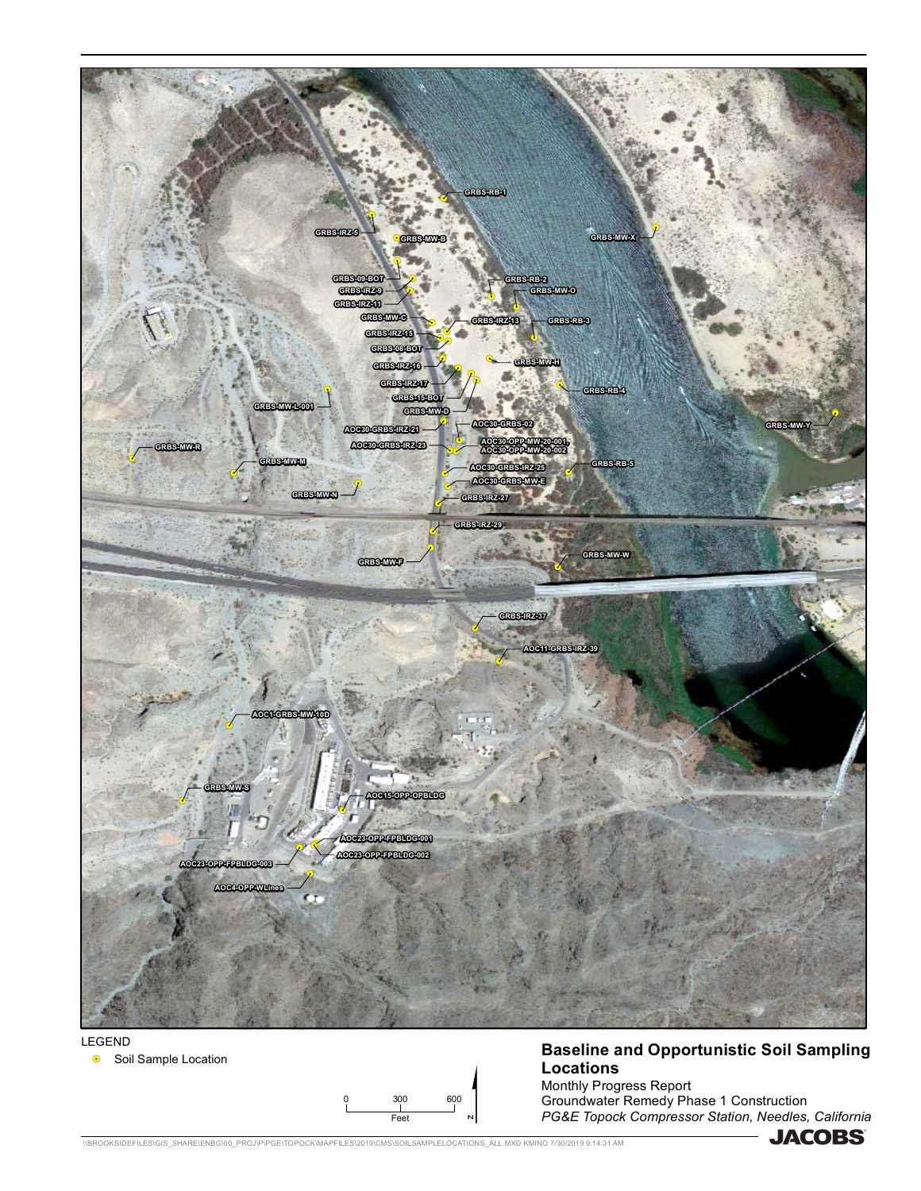LEGEND

- Soil Sample Location

0 300 600

Feet

N

## Baseline and Opportunistic Soil Sampling Locations

Monthly Progress Report

Groundwater Remedy Phase 1 Construction

*PG&E Topock Compressor Station, Needles, California*

JACOBS

\\BROOKSIDEFILES\GIS_SHARE\ENBG\00_PROJ\P\PGE\TOPOCK\MAPFILES\2019\CMS\SOILSAMPLELOCATIONS_ALL.MXD KMINO 7/30/2019 9:14:31 AM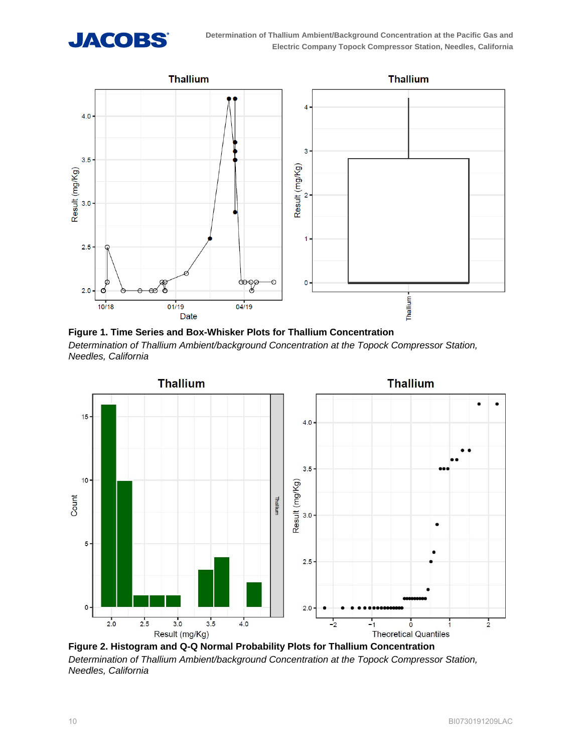Thallium

4.0
3.5
3.0
2.5
2.0

Result (mg/Kg)

10/18
01/19
04/19

Date

Thallium

4
3
2
1
0

Result (mg/Kg)

Thallium

**Figure 1. Time Series and Box-Whisker Plots for Thallium Concentration**

*Determination of Thallium Ambient/background Concentration at the Topock Compressor Station, Needles, California*

Thallium

15
10
5
0

Count

2.0
2.5
3.0
3.5
4.0

Result (mg/Kg)

Thallium

Thallium

4.0
3.5
3.0
2.5
2.0

Result (mg/Kg)

-2
-1
0
1
2

Theoretical Quantiles

**Figure 2. Histogram and Q-Q Normal Probability Plots for Thallium Concentration**

*Determination of Thallium Ambient/background Concentration at the Topock Compressor Station, Needles, California*